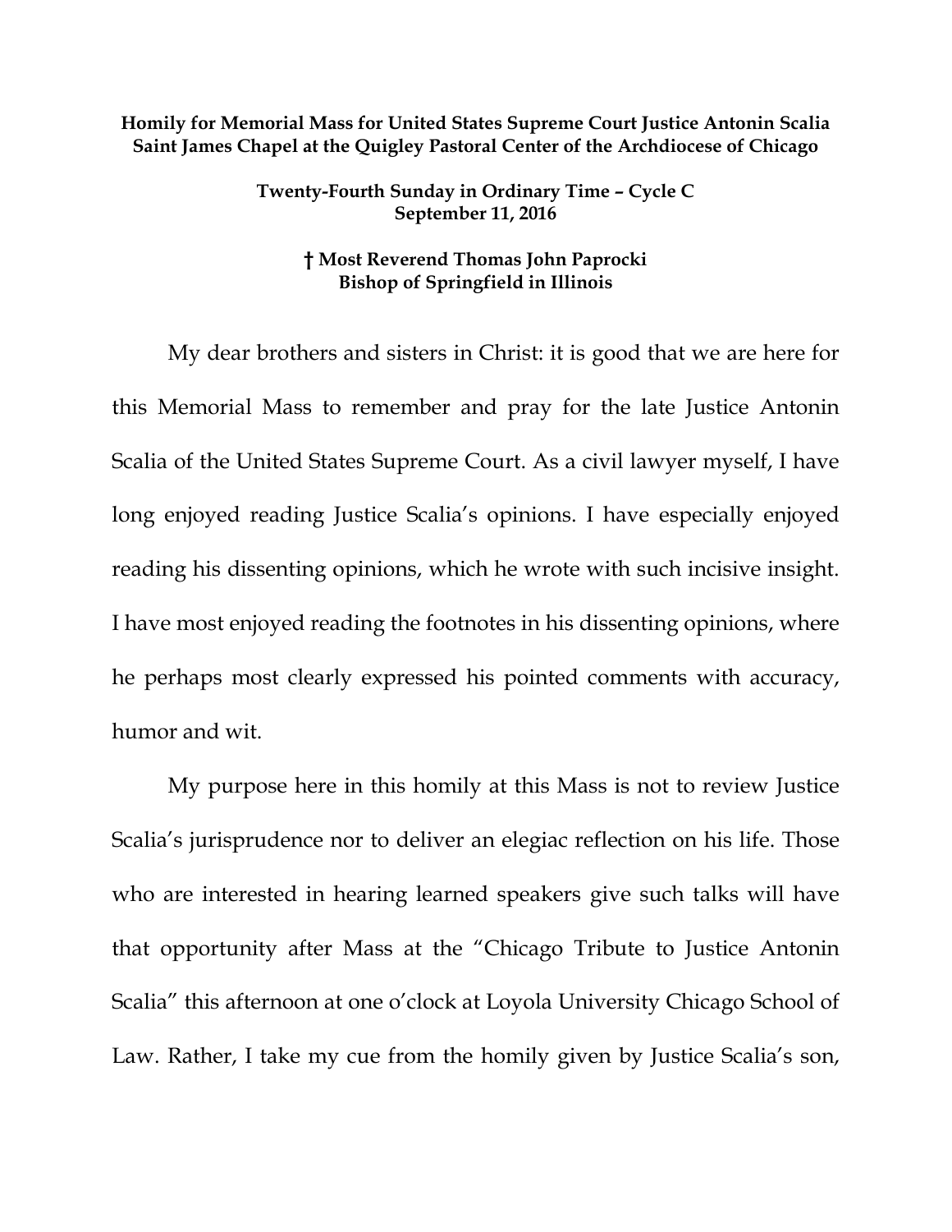**Homily for Memorial Mass for United States Supreme Court Justice Antonin Scalia**
**Saint James Chapel at the Quigley Pastoral Center of the Archdiocese of Chicago**

**Twenty-Fourth Sunday in Ordinary Time – Cycle C**
**September 11, 2016**

**† Most Reverend Thomas John Paprocki**
**Bishop of Springfield in Illinois**

My dear brothers and sisters in Christ: it is good that we are here for this Memorial Mass to remember and pray for the late Justice Antonin Scalia of the United States Supreme Court. As a civil lawyer myself, I have long enjoyed reading Justice Scalia's opinions. I have especially enjoyed reading his dissenting opinions, which he wrote with such incisive insight. I have most enjoyed reading the footnotes in his dissenting opinions, where he perhaps most clearly expressed his pointed comments with accuracy, humor and wit.

My purpose here in this homily at this Mass is not to review Justice Scalia's jurisprudence nor to deliver an elegiac reflection on his life. Those who are interested in hearing learned speakers give such talks will have that opportunity after Mass at the "Chicago Tribute to Justice Antonin Scalia" this afternoon at one o'clock at Loyola University Chicago School of Law. Rather, I take my cue from the homily given by Justice Scalia's son,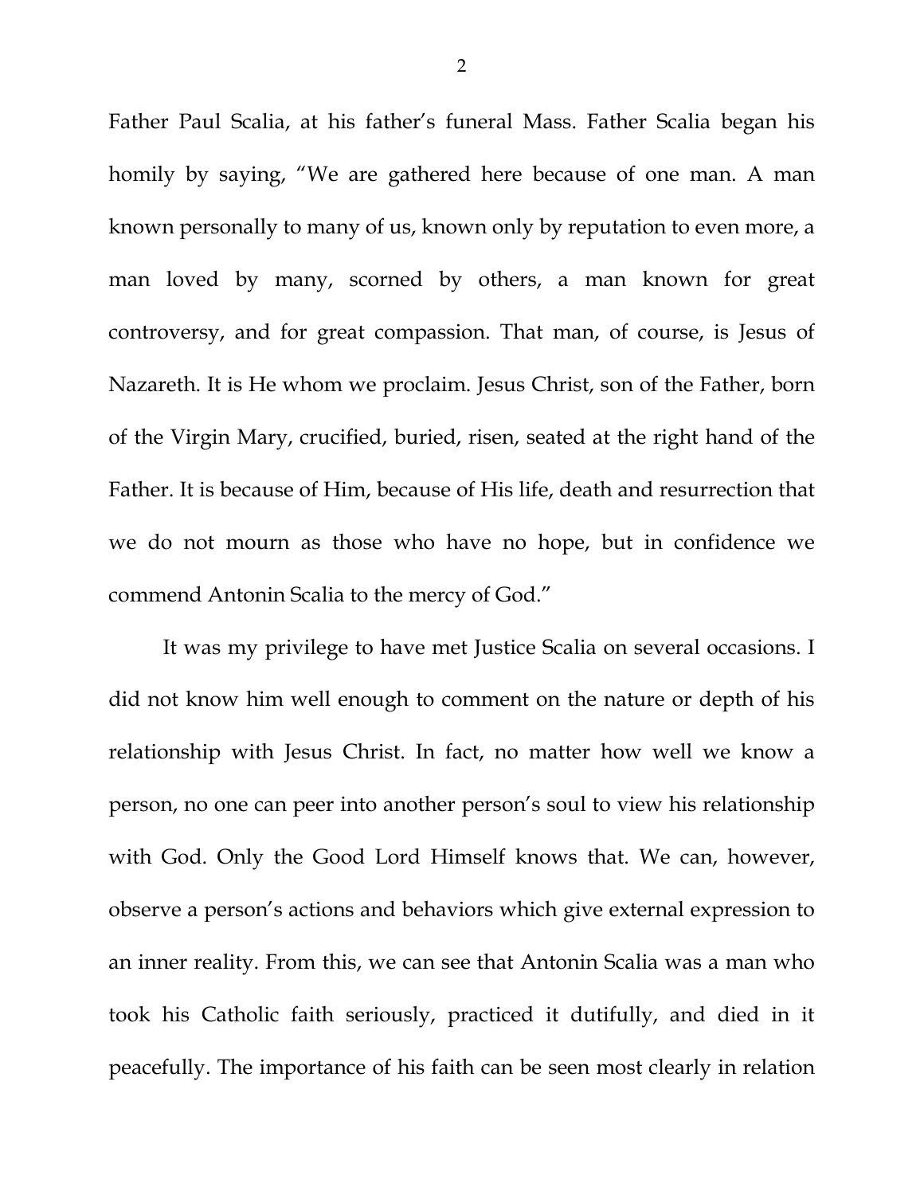Father Paul Scalia, at his father's funeral Mass. Father Scalia began his homily by saying, "We are gathered here because of one man. A man known personally to many of us, known only by reputation to even more, a man loved by many, scorned by others, a man known for great controversy, and for great compassion. That man, of course, is Jesus of Nazareth. It is He whom we proclaim. Jesus Christ, son of the Father, born of the Virgin Mary, crucified, buried, risen, seated at the right hand of the Father. It is because of Him, because of His life, death and resurrection that we do not mourn as those who have no hope, but in confidence we commend Antonin Scalia to the mercy of God."

It was my privilege to have met Justice Scalia on several occasions. I did not know him well enough to comment on the nature or depth of his relationship with Jesus Christ. In fact, no matter how well we know a person, no one can peer into another person's soul to view his relationship with God. Only the Good Lord Himself knows that. We can, however, observe a person's actions and behaviors which give external expression to an inner reality. From this, we can see that Antonin Scalia was a man who took his Catholic faith seriously, practiced it dutifully, and died in it peacefully. The importance of his faith can be seen most clearly in relation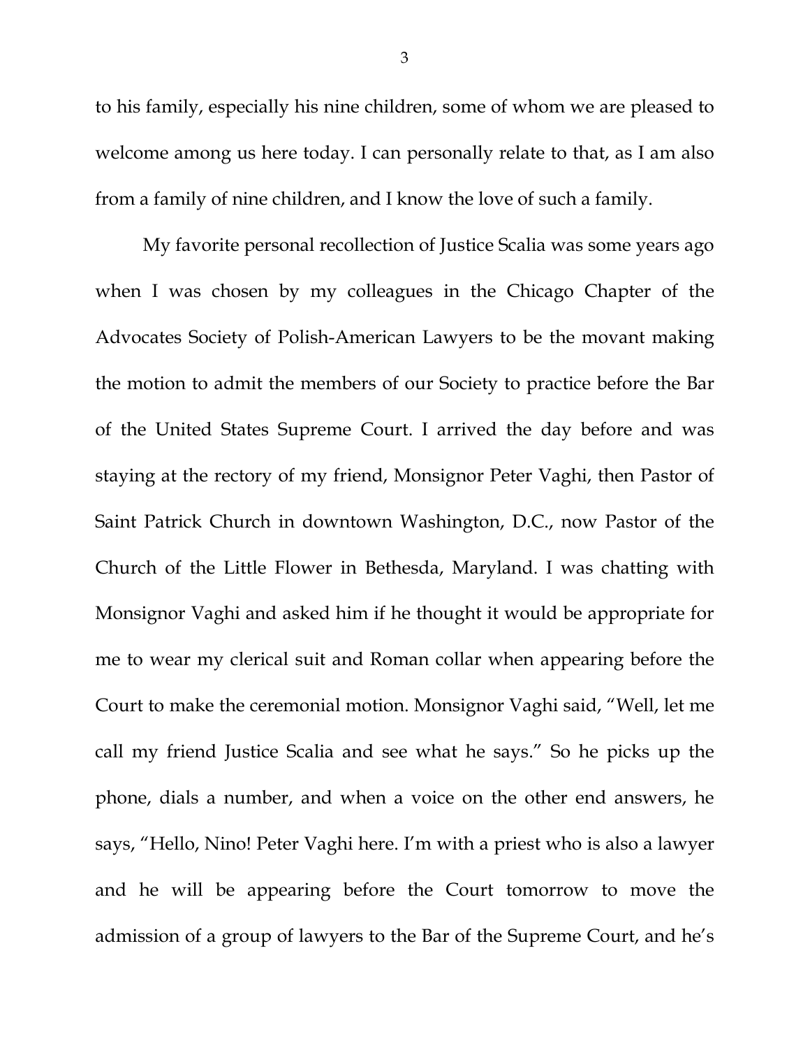to his family, especially his nine children, some of whom we are pleased to welcome among us here today. I can personally relate to that, as I am also from a family of nine children, and I know the love of such a family.

My favorite personal recollection of Justice Scalia was some years ago when I was chosen by my colleagues in the Chicago Chapter of the Advocates Society of Polish-American Lawyers to be the movant making the motion to admit the members of our Society to practice before the Bar of the United States Supreme Court. I arrived the day before and was staying at the rectory of my friend, Monsignor Peter Vaghi, then Pastor of Saint Patrick Church in downtown Washington, D.C., now Pastor of the Church of the Little Flower in Bethesda, Maryland. I was chatting with Monsignor Vaghi and asked him if he thought it would be appropriate for me to wear my clerical suit and Roman collar when appearing before the Court to make the ceremonial motion. Monsignor Vaghi said, "Well, let me call my friend Justice Scalia and see what he says." So he picks up the phone, dials a number, and when a voice on the other end answers, he says, "Hello, Nino! Peter Vaghi here. I'm with a priest who is also a lawyer and he will be appearing before the Court tomorrow to move the admission of a group of lawyers to the Bar of the Supreme Court, and he's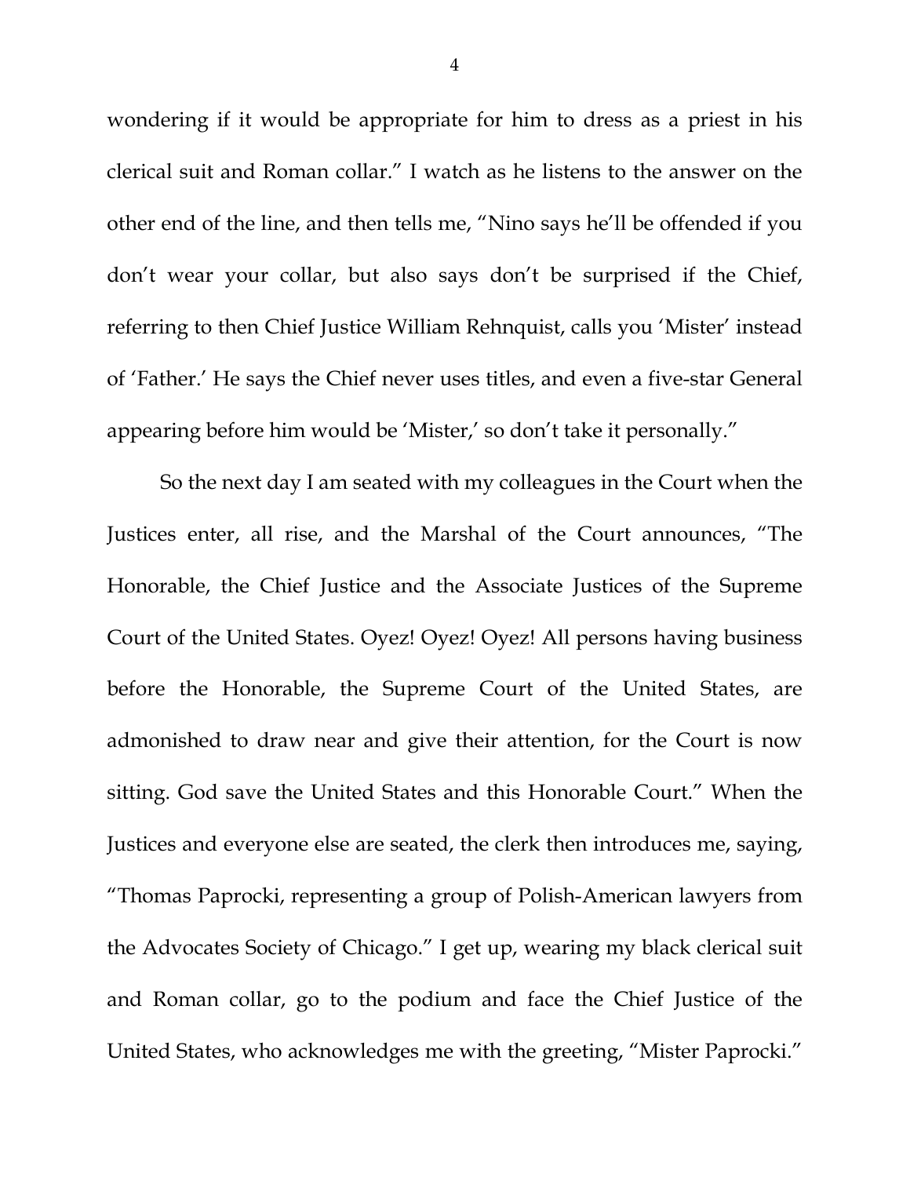wondering if it would be appropriate for him to dress as a priest in his clerical suit and Roman collar." I watch as he listens to the answer on the other end of the line, and then tells me, "Nino says he'll be offended if you don't wear your collar, but also says don't be surprised if the Chief, referring to then Chief Justice William Rehnquist, calls you 'Mister' instead of 'Father.' He says the Chief never uses titles, and even a five-star General appearing before him would be 'Mister,' so don't take it personally."

So the next day I am seated with my colleagues in the Court when the Justices enter, all rise, and the Marshal of the Court announces, "The Honorable, the Chief Justice and the Associate Justices of the Supreme Court of the United States. Oyez! Oyez! Oyez! All persons having business before the Honorable, the Supreme Court of the United States, are admonished to draw near and give their attention, for the Court is now sitting. God save the United States and this Honorable Court." When the Justices and everyone else are seated, the clerk then introduces me, saying, "Thomas Paprocki, representing a group of Polish-American lawyers from the Advocates Society of Chicago." I get up, wearing my black clerical suit and Roman collar, go to the podium and face the Chief Justice of the United States, who acknowledges me with the greeting, "Mister Paprocki."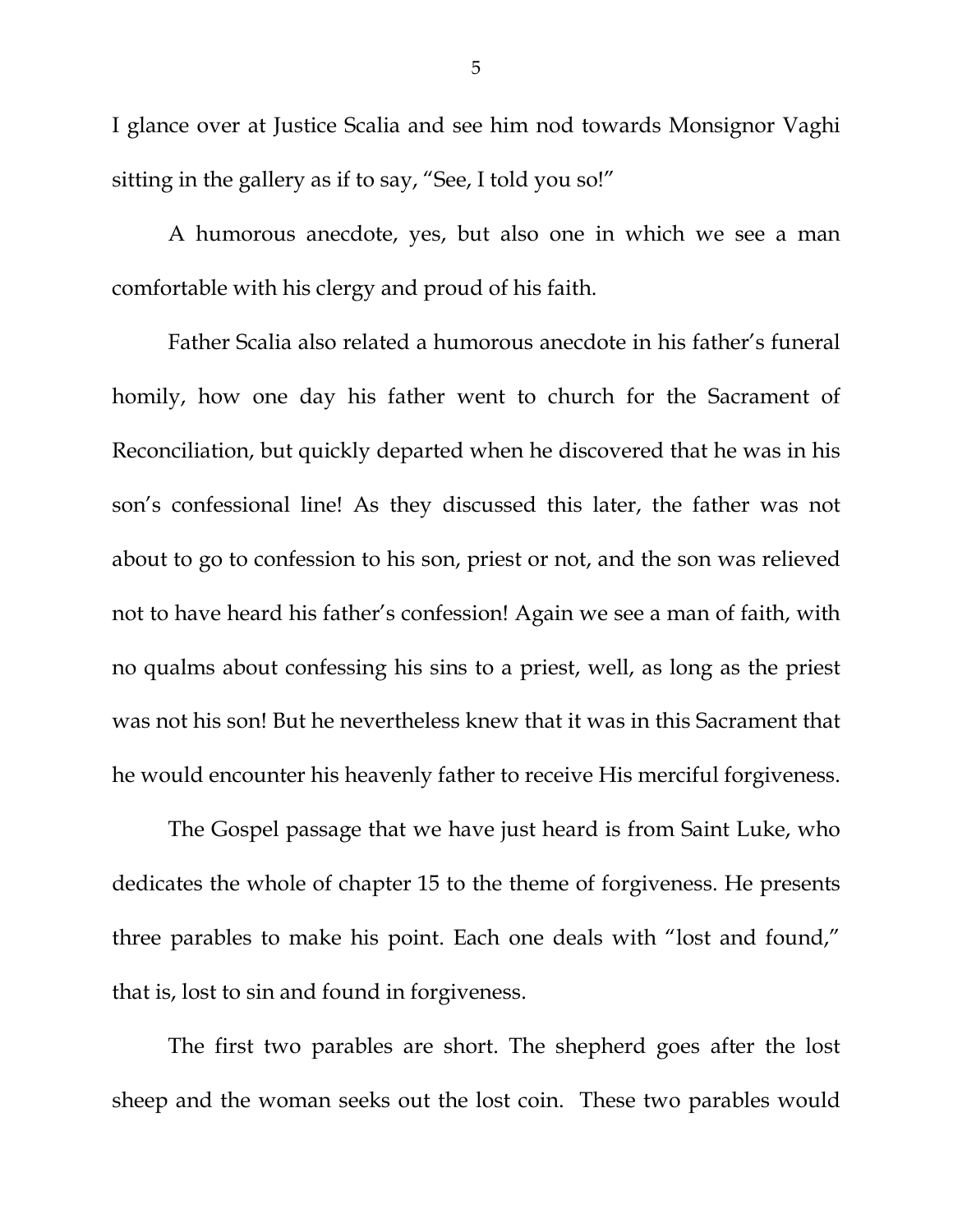I glance over at Justice Scalia and see him nod towards Monsignor Vaghi sitting in the gallery as if to say, "See, I told you so!"

A humorous anecdote, yes, but also one in which we see a man comfortable with his clergy and proud of his faith.

Father Scalia also related a humorous anecdote in his father's funeral homily, how one day his father went to church for the Sacrament of Reconciliation, but quickly departed when he discovered that he was in his son's confessional line! As they discussed this later, the father was not about to go to confession to his son, priest or not, and the son was relieved not to have heard his father's confession! Again we see a man of faith, with no qualms about confessing his sins to a priest, well, as long as the priest was not his son! But he nevertheless knew that it was in this Sacrament that he would encounter his heavenly father to receive His merciful forgiveness.

The Gospel passage that we have just heard is from Saint Luke, who dedicates the whole of chapter 15 to the theme of forgiveness. He presents three parables to make his point. Each one deals with "lost and found," that is, lost to sin and found in forgiveness.

The first two parables are short. The shepherd goes after the lost sheep and the woman seeks out the lost coin. These two parables would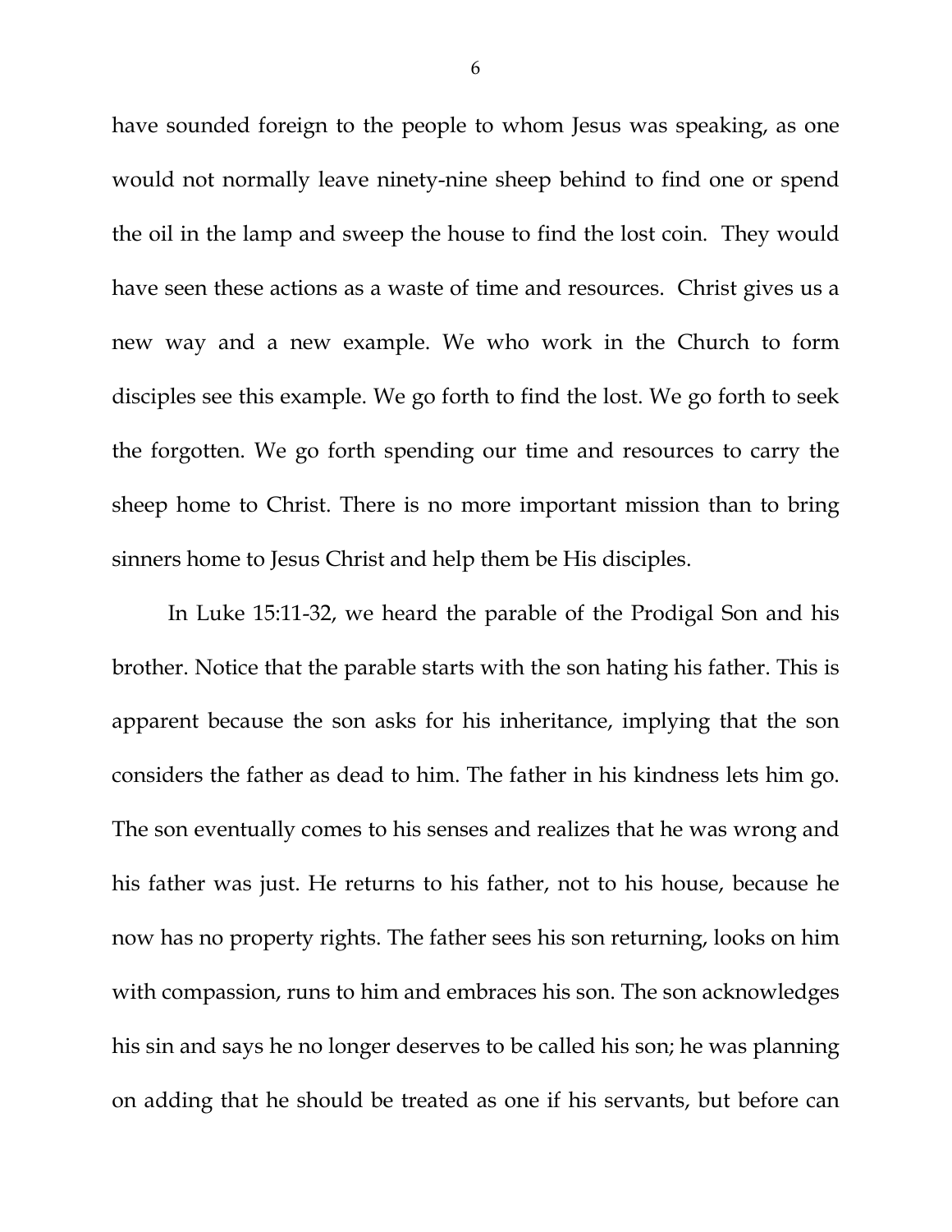have sounded foreign to the people to whom Jesus was speaking, as one would not normally leave ninety-nine sheep behind to find one or spend the oil in the lamp and sweep the house to find the lost coin. They would have seen these actions as a waste of time and resources. Christ gives us a new way and a new example. We who work in the Church to form disciples see this example. We go forth to find the lost. We go forth to seek the forgotten. We go forth spending our time and resources to carry the sheep home to Christ. There is no more important mission than to bring sinners home to Jesus Christ and help them be His disciples.

In Luke 15:11-32, we heard the parable of the Prodigal Son and his brother. Notice that the parable starts with the son hating his father. This is apparent because the son asks for his inheritance, implying that the son considers the father as dead to him. The father in his kindness lets him go. The son eventually comes to his senses and realizes that he was wrong and his father was just. He returns to his father, not to his house, because he now has no property rights. The father sees his son returning, looks on him with compassion, runs to him and embraces his son. The son acknowledges his sin and says he no longer deserves to be called his son; he was planning on adding that he should be treated as one if his servants, but before can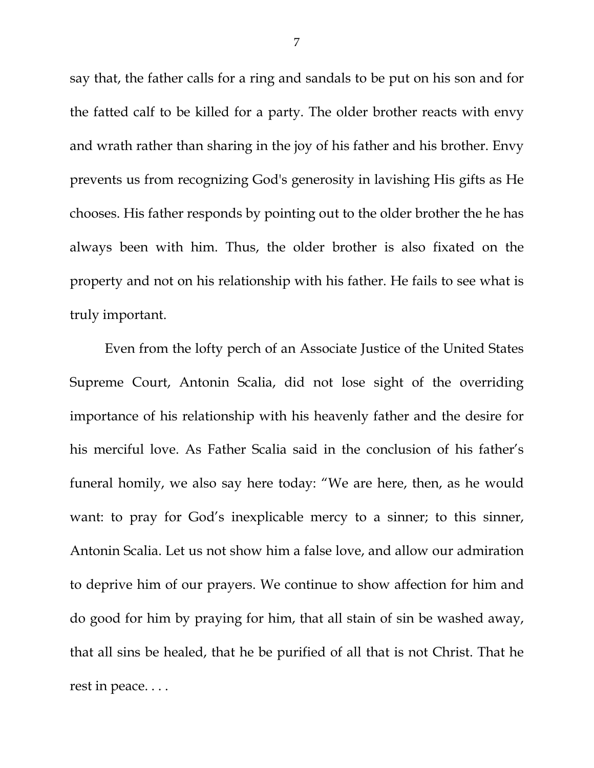say that, the father calls for a ring and sandals to be put on his son and for the fatted calf to be killed for a party. The older brother reacts with envy and wrath rather than sharing in the joy of his father and his brother. Envy prevents us from recognizing God's generosity in lavishing His gifts as He chooses. His father responds by pointing out to the older brother the he has always been with him. Thus, the older brother is also fixated on the property and not on his relationship with his father. He fails to see what is truly important.

Even from the lofty perch of an Associate Justice of the United States Supreme Court, Antonin Scalia, did not lose sight of the overriding importance of his relationship with his heavenly father and the desire for his merciful love. As Father Scalia said in the conclusion of his father's funeral homily, we also say here today: "We are here, then, as he would want: to pray for God's inexplicable mercy to a sinner; to this sinner, Antonin Scalia. Let us not show him a false love, and allow our admiration to deprive him of our prayers. We continue to show affection for him and do good for him by praying for him, that all stain of sin be washed away, that all sins be healed, that he be purified of all that is not Christ. That he rest in peace. . . .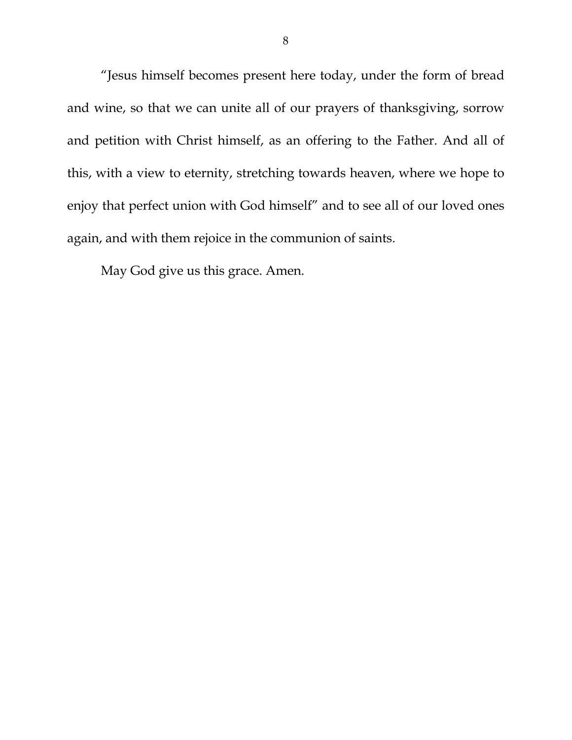"Jesus himself becomes present here today, under the form of bread and wine, so that we can unite all of our prayers of thanksgiving, sorrow and petition with Christ himself, as an offering to the Father. And all of this, with a view to eternity, stretching towards heaven, where we hope to enjoy that perfect union with God himself" and to see all of our loved ones again, and with them rejoice in the communion of saints.

May God give us this grace. Amen.